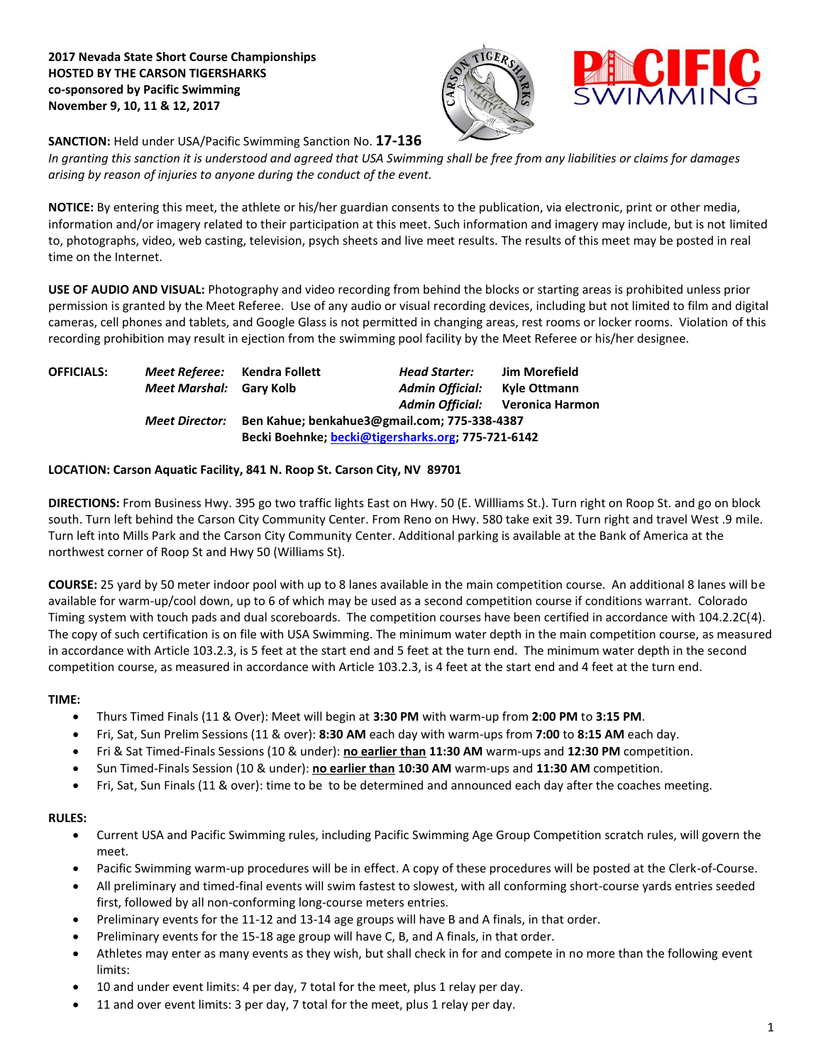**2017 Nevada State Short Course Championships**
**HOSTED BY THE CARSON TIGERSHARKS**
**co-sponsored by Pacific Swimming**
**November 9, 10, 11 & 12, 2017**

**SANCTION:** Held under USA/Pacific Swimming Sanction No. **17-136**
*In granting this sanction it is understood and agreed that USA Swimming shall be free from any liabilities or claims for damages arising by reason of injuries to anyone during the conduct of the event.*

**NOTICE:** By entering this meet, the athlete or his/her guardian consents to the publication, via electronic, print or other media, information and/or imagery related to their participation at this meet. Such information and imagery may include, but is not limited to, photographs, video, web casting, television, psych sheets and live meet results. The results of this meet may be posted in real time on the Internet.

**USE OF AUDIO AND VISUAL:** Photography and video recording from behind the blocks or starting areas is prohibited unless prior permission is granted by the Meet Referee. Use of any audio or visual recording devices, including but not limited to film and digital cameras, cell phones and tablets, and Google Glass is not permitted in changing areas, rest rooms or locker rooms. Violation of this recording prohibition may result in ejection from the swimming pool facility by the Meet Referee or his/her designee.

**OFFICIALS:**
- ***Meet Referee:*** **Kendra Follett**
- ***Head Starter:*** **Jim Morefield**
- ***Meet Marshal:*** **Gary Kolb**
- ***Admin Official:*** **Kyle Ottmann**
- ***Admin Official:*** **Veronica Harmon**
- ***Meet Director:*** **Ben Kahue; benkahue3@gmail.com; 775-338-4387**
  **Becki Boehnke; becki@tigersharks.org; 775-721-6142**

**LOCATION: Carson Aquatic Facility, 841 N. Roop St. Carson City, NV 89701**

**DIRECTIONS:** From Business Hwy. 395 go two traffic lights East on Hwy. 50 (E. Willliams St.). Turn right on Roop St. and go on block south. Turn left behind the Carson City Community Center. From Reno on Hwy. 580 take exit 39. Turn right and travel West .9 mile. Turn left into Mills Park and the Carson City Community Center. Additional parking is available at the Bank of America at the northwest corner of Roop St and Hwy 50 (Williams St).

**COURSE:** 25 yard by 50 meter indoor pool with up to 8 lanes available in the main competition course. An additional 8 lanes will be available for warm-up/cool down, up to 6 of which may be used as a second competition course if conditions warrant. Colorado Timing system with touch pads and dual scoreboards. The competition courses have been certified in accordance with 104.2.2C(4). The copy of such certification is on file with USA Swimming. The minimum water depth in the main competition course, as measured in accordance with Article 103.2.3, is 5 feet at the start end and 5 feet at the turn end. The minimum water depth in the second competition course, as measured in accordance with Article 103.2.3, is 4 feet at the start end and 4 feet at the turn end.

**TIME:**
- Thurs Timed Finals (11 & Over): Meet will begin at **3:30 PM** with warm-up from **2:00 PM** to **3:15 PM**.
- Fri, Sat, Sun Prelim Sessions (11 & over): **8:30 AM** each day with warm-ups from **7:00** to **8:15 AM** each day.
- Fri & Sat Timed-Finals Sessions (10 & under): **no earlier than** **11:30 AM** warm-ups and **12:30 PM** competition.
- Sun Timed-Finals Session (10 & under): **no earlier than** **10:30 AM** warm-ups and **11:30 AM** competition.
- Fri, Sat, Sun Finals (11 & over): time to be to be determined and announced each day after the coaches meeting.

**RULES:**
- Current USA and Pacific Swimming rules, including Pacific Swimming Age Group Competition scratch rules, will govern the meet.
- Pacific Swimming warm-up procedures will be in effect. A copy of these procedures will be posted at the Clerk-of-Course.
- All preliminary and timed-final events will swim fastest to slowest, with all conforming short-course yards entries seeded first, followed by all non-conforming long-course meters entries.
- Preliminary events for the 11-12 and 13-14 age groups will have B and A finals, in that order.
- Preliminary events for the 15-18 age group will have C, B, and A finals, in that order.
- Athletes may enter as many events as they wish, but shall check in for and compete in no more than the following event limits:
- 10 and under event limits: 4 per day, 7 total for the meet, plus 1 relay per day.
- 11 and over event limits: 3 per day, 7 total for the meet, plus 1 relay per day.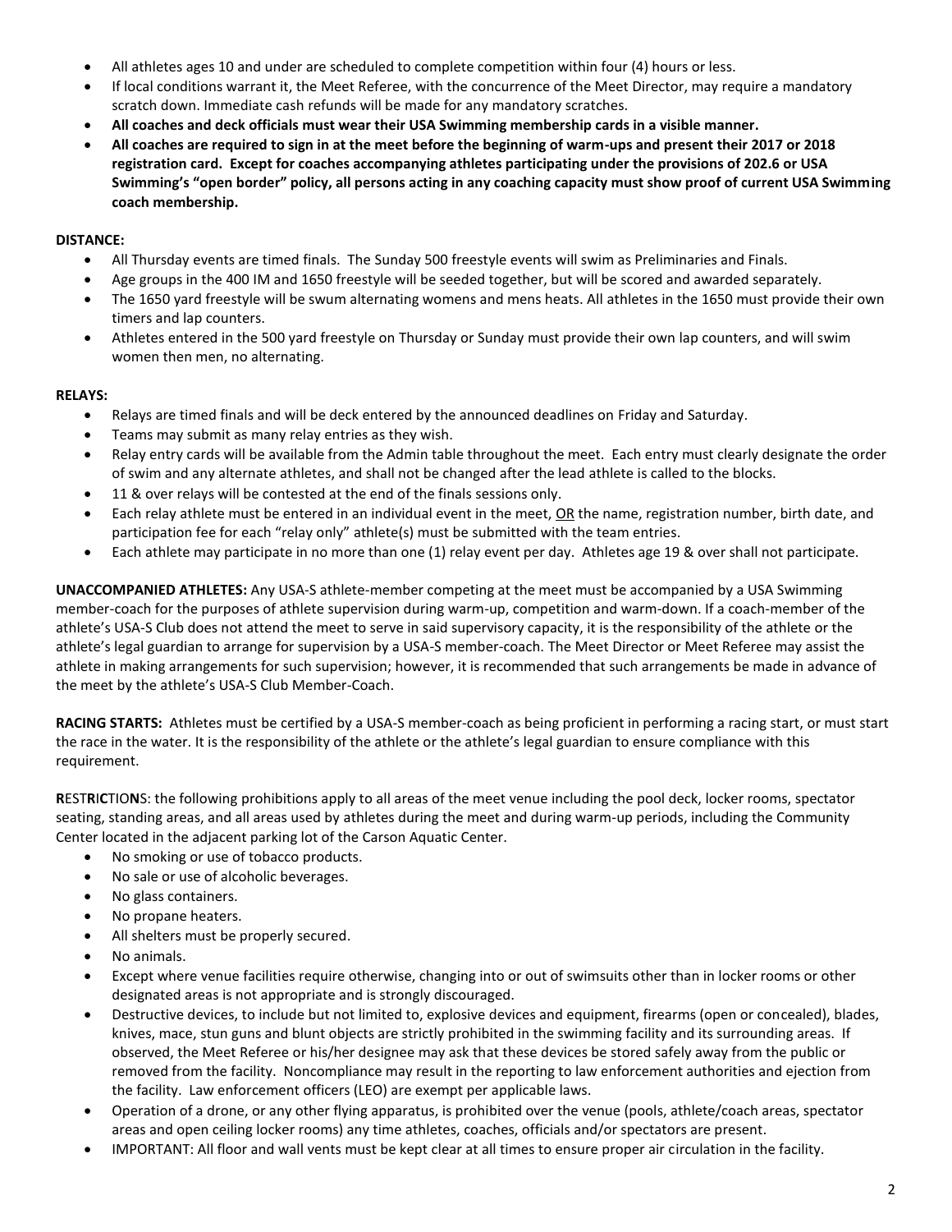- All athletes ages 10 and under are scheduled to complete competition within four (4) hours or less.
- If local conditions warrant it, the Meet Referee, with the concurrence of the Meet Director, may require a mandatory scratch down. Immediate cash refunds will be made for any mandatory scratches.
- **All coaches and deck officials must wear their USA Swimming membership cards in a visible manner.**
- **All coaches are required to sign in at the meet before the beginning of warm-ups and present their 2017 or 2018 registration card. Except for coaches accompanying athletes participating under the provisions of 202.6 or USA Swimming's "open border" policy, all persons acting in any coaching capacity must show proof of current USA Swimming coach membership.**

**DISTANCE:**

- All Thursday events are timed finals. The Sunday 500 freestyle events will swim as Preliminaries and Finals.
- Age groups in the 400 IM and 1650 freestyle will be seeded together, but will be scored and awarded separately.
- The 1650 yard freestyle will be swum alternating womens and mens heats. All athletes in the 1650 must provide their own timers and lap counters.
- Athletes entered in the 500 yard freestyle on Thursday or Sunday must provide their own lap counters, and will swim women then men, no alternating.

**RELAYS:**

- Relays are timed finals and will be deck entered by the announced deadlines on Friday and Saturday.
- Teams may submit as many relay entries as they wish.
- Relay entry cards will be available from the Admin table throughout the meet. Each entry must clearly designate the order of swim and any alternate athletes, and shall not be changed after the lead athlete is called to the blocks.
- 11 & over relays will be contested at the end of the finals sessions only.
- Each relay athlete must be entered in an individual event in the meet, OR the name, registration number, birth date, and participation fee for each "relay only" athlete(s) must be submitted with the team entries.
- Each athlete may participate in no more than one (1) relay event per day. Athletes age 19 & over shall not participate.

**UNACCOMPANIED ATHLETES:** Any USA-S athlete-member competing at the meet must be accompanied by a USA Swimming member-coach for the purposes of athlete supervision during warm-up, competition and warm-down. If a coach-member of the athlete's USA-S Club does not attend the meet to serve in said supervisory capacity, it is the responsibility of the athlete or the athlete's legal guardian to arrange for supervision by a USA-S member-coach. The Meet Director or Meet Referee may assist the athlete in making arrangements for such supervision; however, it is recommended that such arrangements be made in advance of the meet by the athlete's USA-S Club Member-Coach.

**RACING STARTS:** Athletes must be certified by a USA-S member-coach as being proficient in performing a racing start, or must start the race in the water. It is the responsibility of the athlete or the athlete's legal guardian to ensure compliance with this requirement.

**RESTRICTIONS**: the following prohibitions apply to all areas of the meet venue including the pool deck, locker rooms, spectator seating, standing areas, and all areas used by athletes during the meet and during warm-up periods, including the Community Center located in the adjacent parking lot of the Carson Aquatic Center.

- No smoking or use of tobacco products.
- No sale or use of alcoholic beverages.
- No glass containers.
- No propane heaters.
- All shelters must be properly secured.
- No animals.
- Except where venue facilities require otherwise, changing into or out of swimsuits other than in locker rooms or other designated areas is not appropriate and is strongly discouraged.
- Destructive devices, to include but not limited to, explosive devices and equipment, firearms (open or concealed), blades, knives, mace, stun guns and blunt objects are strictly prohibited in the swimming facility and its surrounding areas. If observed, the Meet Referee or his/her designee may ask that these devices be stored safely away from the public or removed from the facility. Noncompliance may result in the reporting to law enforcement authorities and ejection from the facility. Law enforcement officers (LEO) are exempt per applicable laws.
- Operation of a drone, or any other flying apparatus, is prohibited over the venue (pools, athlete/coach areas, spectator areas and open ceiling locker rooms) any time athletes, coaches, officials and/or spectators are present.
- IMPORTANT: All floor and wall vents must be kept clear at all times to ensure proper air circulation in the facility.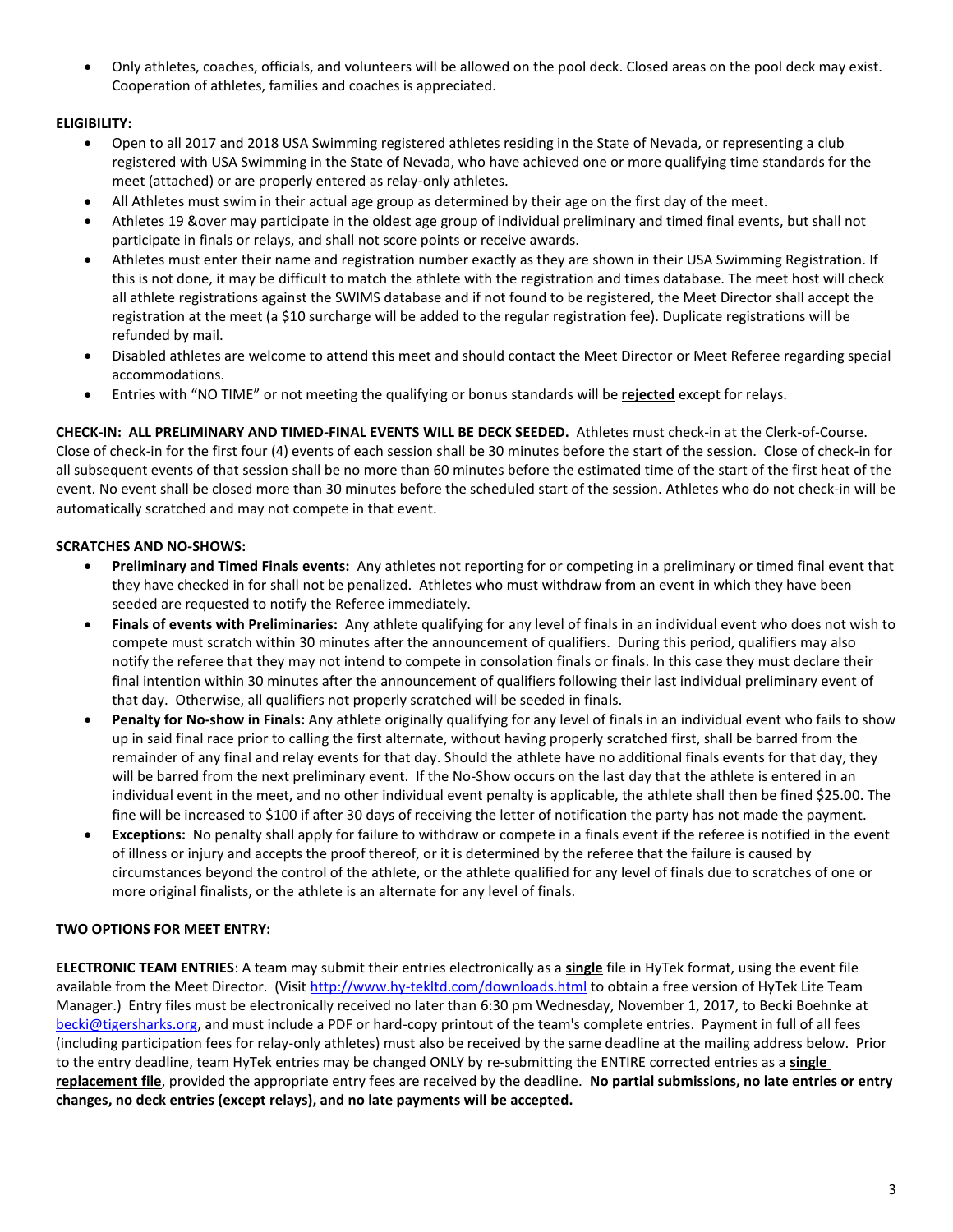- Only athletes, coaches, officials, and volunteers will be allowed on the pool deck. Closed areas on the pool deck may exist. Cooperation of athletes, families and coaches is appreciated.

**ELIGIBILITY:**

- Open to all 2017 and 2018 USA Swimming registered athletes residing in the State of Nevada, or representing a club registered with USA Swimming in the State of Nevada, who have achieved one or more qualifying time standards for the meet (attached) or are properly entered as relay-only athletes.
- All Athletes must swim in their actual age group as determined by their age on the first day of the meet.
- Athletes 19 &over may participate in the oldest age group of individual preliminary and timed final events, but shall not participate in finals or relays, and shall not score points or receive awards.
- Athletes must enter their name and registration number exactly as they are shown in their USA Swimming Registration. If this is not done, it may be difficult to match the athlete with the registration and times database. The meet host will check all athlete registrations against the SWIMS database and if not found to be registered, the Meet Director shall accept the registration at the meet (a $10 surcharge will be added to the regular registration fee). Duplicate registrations will be refunded by mail.
- Disabled athletes are welcome to attend this meet and should contact the Meet Director or Meet Referee regarding special accommodations.
- Entries with "NO TIME" or not meeting the qualifying or bonus standards will be **rejected** except for relays.

**CHECK-IN: ALL PRELIMINARY AND TIMED-FINAL EVENTS WILL BE DECK SEEDED.** Athletes must check-in at the Clerk-of-Course. Close of check-in for the first four (4) events of each session shall be 30 minutes before the start of the session. Close of check-in for all subsequent events of that session shall be no more than 60 minutes before the estimated time of the start of the first heat of the event. No event shall be closed more than 30 minutes before the scheduled start of the session. Athletes who do not check-in will be automatically scratched and may not compete in that event.

**SCRATCHES AND NO-SHOWS:**

- **Preliminary and Timed Finals events:** Any athletes not reporting for or competing in a preliminary or timed final event that they have checked in for shall not be penalized. Athletes who must withdraw from an event in which they have been seeded are requested to notify the Referee immediately.
- **Finals of events with Preliminaries:** Any athlete qualifying for any level of finals in an individual event who does not wish to compete must scratch within 30 minutes after the announcement of qualifiers. During this period, qualifiers may also notify the referee that they may not intend to compete in consolation finals or finals. In this case they must declare their final intention within 30 minutes after the announcement of qualifiers following their last individual preliminary event of that day. Otherwise, all qualifiers not properly scratched will be seeded in finals.
- **Penalty for No-show in Finals:** Any athlete originally qualifying for any level of finals in an individual event who fails to show up in said final race prior to calling the first alternate, without having properly scratched first, shall be barred from the remainder of any final and relay events for that day. Should the athlete have no additional finals events for that day, they will be barred from the next preliminary event. If the No-Show occurs on the last day that the athlete is entered in an individual event in the meet, and no other individual event penalty is applicable, the athlete shall then be fined $25.00. The fine will be increased to $100 if after 30 days of receiving the letter of notification the party has not made the payment.
- **Exceptions:** No penalty shall apply for failure to withdraw or compete in a finals event if the referee is notified in the event of illness or injury and accepts the proof thereof, or it is determined by the referee that the failure is caused by circumstances beyond the control of the athlete, or the athlete qualified for any level of finals due to scratches of one or more original finalists, or the athlete is an alternate for any level of finals.

**TWO OPTIONS FOR MEET ENTRY:**

**ELECTRONIC TEAM ENTRIES**: A team may submit their entries electronically as a **single** file in HyTek format, using the event file available from the Meet Director. (Visit http://www.hy-tekltd.com/downloads.html to obtain a free version of HyTek Lite Team Manager.) Entry files must be electronically received no later than 6:30 pm Wednesday, November 1, 2017, to Becki Boehnke at becki@tigersharks.org, and must include a PDF or hard-copy printout of the team's complete entries. Payment in full of all fees (including participation fees for relay-only athletes) must also be received by the same deadline at the mailing address below. Prior to the entry deadline, team HyTek entries may be changed ONLY by re-submitting the ENTIRE corrected entries as a **single replacement file**, provided the appropriate entry fees are received by the deadline. **No partial submissions, no late entries or entry changes, no deck entries (except relays), and no late payments will be accepted.**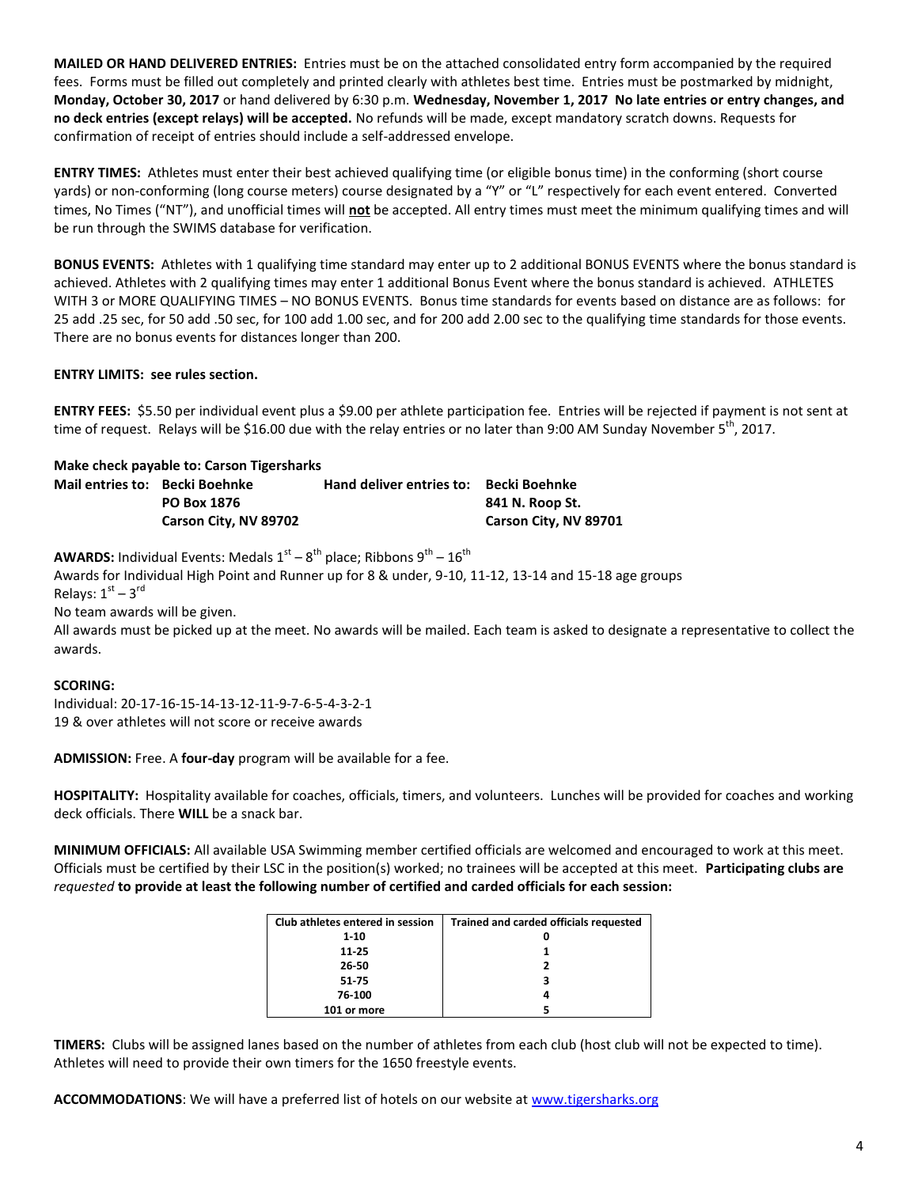**MAILED OR HAND DELIVERED ENTRIES:** Entries must be on the attached consolidated entry form accompanied by the required fees. Forms must be filled out completely and printed clearly with athletes best time. Entries must be postmarked by midnight, **Monday, October 30, 2017** or hand delivered by 6:30 p.m. **Wednesday, November 1, 2017 No late entries or entry changes, and no deck entries (except relays) will be accepted.** No refunds will be made, except mandatory scratch downs. Requests for confirmation of receipt of entries should include a self-addressed envelope.

**ENTRY TIMES:** Athletes must enter their best achieved qualifying time (or eligible bonus time) in the conforming (short course yards) or non-conforming (long course meters) course designated by a "Y" or "L" respectively for each event entered. Converted times, No Times ("NT"), and unofficial times will **not** be accepted. All entry times must meet the minimum qualifying times and will be run through the SWIMS database for verification.

**BONUS EVENTS:** Athletes with 1 qualifying time standard may enter up to 2 additional BONUS EVENTS where the bonus standard is achieved. Athletes with 2 qualifying times may enter 1 additional Bonus Event where the bonus standard is achieved. ATHLETES WITH 3 or MORE QUALIFYING TIMES – NO BONUS EVENTS. Bonus time standards for events based on distance are as follows: for 25 add .25 sec, for 50 add .50 sec, for 100 add 1.00 sec, and for 200 add 2.00 sec to the qualifying time standards for those events. There are no bonus events for distances longer than 200.

**ENTRY LIMITS: see rules section.**

**ENTRY FEES:** $5.50 per individual event plus a $9.00 per athlete participation fee. Entries will be rejected if payment is not sent at time of request. Relays will be $16.00 due with the relay entries or no later than 9:00 AM Sunday November 5th, 2017.

**Make check payable to: Carson Tigersharks**

| **Mail entries to:** | **Becki Boehnke** | **Hand deliver entries to:** | **Becki Boehnke** |
|---|---|---|---|
| | **PO Box 1876** | | **841 N. Roop St.** |
| | **Carson City, NV 89702** | | **Carson City, NV 89701** |

**AWARDS:** Individual Events: Medals 1st – 8th place; Ribbons 9th – 16th
Awards for Individual High Point and Runner up for 8 & under, 9-10, 11-12, 13-14 and 15-18 age groups
Relays: 1st – 3rd
No team awards will be given.
All awards must be picked up at the meet. No awards will be mailed. Each team is asked to designate a representative to collect the awards.

**SCORING:**
Individual: 20-17-16-15-14-13-12-11-9-7-6-5-4-3-2-1
19 & over athletes will not score or receive awards

**ADMISSION:** Free. A **four-day** program will be available for a fee.

**HOSPITALITY:** Hospitality available for coaches, officials, timers, and volunteers. Lunches will be provided for coaches and working deck officials. There **WILL** be a snack bar.

**MINIMUM OFFICIALS:** All available USA Swimming member certified officials are welcomed and encouraged to work at this meet. Officials must be certified by their LSC in the position(s) worked; no trainees will be accepted at this meet. **Participating clubs are** *requested* **to provide at least the following number of certified and carded officials for each session:**

| Club athletes entered in session | Trained and carded officials requested |
|---|---|
| 1-10 | 0 |
| 11-25 | 1 |
| 26-50 | 2 |
| 51-75 | 3 |
| 76-100 | 4 |
| 101 or more | 5 |

**TIMERS:** Clubs will be assigned lanes based on the number of athletes from each club (host club will not be expected to time). Athletes will need to provide their own timers for the 1650 freestyle events.

**ACCOMMODATIONS**: We will have a preferred list of hotels on our website at www.tigersharks.org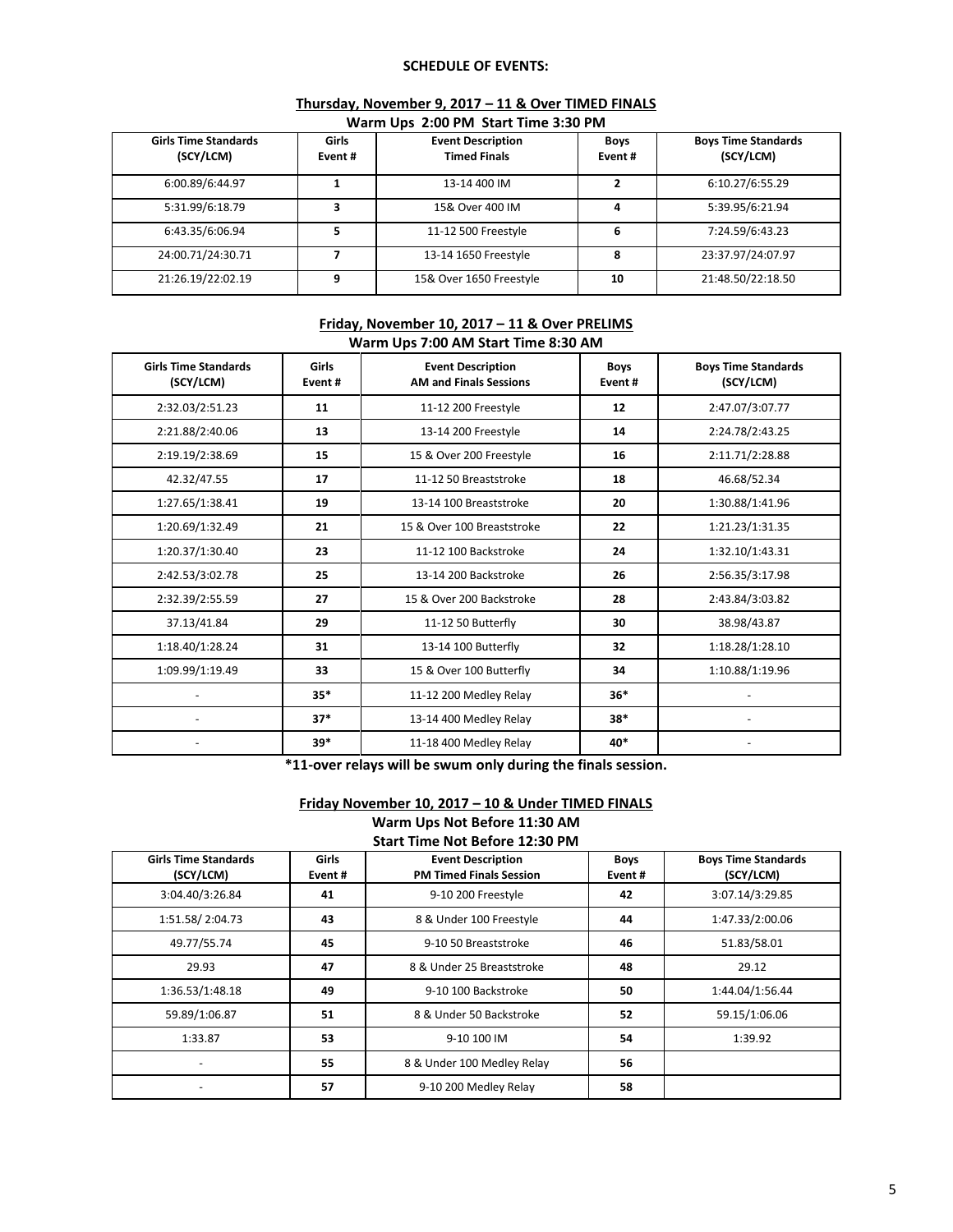**SCHEDULE OF EVENTS:**

**Thursday, November 9, 2017 – 11 & Over TIMED FINALS**

**Warm Ups 2:00 PM Start Time 3:30 PM**

| Girls Time Standards (SCY/LCM) | Girls Event # | Event Description Timed Finals | Boys Event # | Boys Time Standards (SCY/LCM) |
|---|---|---|---|---|
| 6:00.89/6:44.97 | 1 | 13-14 400 IM | 2 | 6:10.27/6:55.29 |
| 5:31.99/6:18.79 | 3 | 15& Over 400 IM | 4 | 5:39.95/6:21.94 |
| 6:43.35/6:06.94 | 5 | 11-12 500 Freestyle | 6 | 7:24.59/6:43.23 |
| 24:00.71/24:30.71 | 7 | 13-14 1650 Freestyle | 8 | 23:37.97/24:07.97 |
| 21:26.19/22:02.19 | 9 | 15& Over 1650 Freestyle | 10 | 21:48.50/22:18.50 |

**Friday, November 10, 2017 – 11 & Over PRELIMS**

**Warm Ups 7:00 AM Start Time 8:30 AM**

| Girls Time Standards (SCY/LCM) | Girls Event # | Event Description AM and Finals Sessions | Boys Event # | Boys Time Standards (SCY/LCM) |
|---|---|---|---|---|
| 2:32.03/2:51.23 | 11 | 11-12 200 Freestyle | 12 | 2:47.07/3:07.77 |
| 2:21.88/2:40.06 | 13 | 13-14 200 Freestyle | 14 | 2:24.78/2:43.25 |
| 2:19.19/2:38.69 | 15 | 15 & Over 200 Freestyle | 16 | 2:11.71/2:28.88 |
| 42.32/47.55 | 17 | 11-12 50 Breaststroke | 18 | 46.68/52.34 |
| 1:27.65/1:38.41 | 19 | 13-14 100 Breaststroke | 20 | 1:30.88/1:41.96 |
| 1:20.69/1:32.49 | 21 | 15 & Over 100 Breaststroke | 22 | 1:21.23/1:31.35 |
| 1:20.37/1:30.40 | 23 | 11-12 100 Backstroke | 24 | 1:32.10/1:43.31 |
| 2:42.53/3:02.78 | 25 | 13-14 200 Backstroke | 26 | 2:56.35/3:17.98 |
| 2:32.39/2:55.59 | 27 | 15 & Over 200 Backstroke | 28 | 2:43.84/3:03.82 |
| 37.13/41.84 | 29 | 11-12 50 Butterfly | 30 | 38.98/43.87 |
| 1:18.40/1:28.24 | 31 | 13-14 100 Butterfly | 32 | 1:18.28/1:28.10 |
| 1:09.99/1:19.49 | 33 | 15 & Over 100 Butterfly | 34 | 1:10.88/1:19.96 |
| - | 35* | 11-12 200 Medley Relay | 36* | - |
| - | 37* | 13-14 400 Medley Relay | 38* | - |
| - | 39* | 11-18 400 Medley Relay | 40* | - |

**\*11-over relays will be swum only during the finals session.**

**Friday November 10, 2017 – 10 & Under TIMED FINALS**

**Warm Ups Not Before 11:30 AM**

**Start Time Not Before 12:30 PM**

| Girls Time Standards (SCY/LCM) | Girls Event # | Event Description PM Timed Finals Session | Boys Event # | Boys Time Standards (SCY/LCM) |
|---|---|---|---|---|
| 3:04.40/3:26.84 | 41 | 9-10 200 Freestyle | 42 | 3:07.14/3:29.85 |
| 1:51.58/ 2:04.73 | 43 | 8 & Under 100 Freestyle | 44 | 1:47.33/2:00.06 |
| 49.77/55.74 | 45 | 9-10 50 Breaststroke | 46 | 51.83/58.01 |
| 29.93 | 47 | 8 & Under 25 Breaststroke | 48 | 29.12 |
| 1:36.53/1:48.18 | 49 | 9-10 100 Backstroke | 50 | 1:44.04/1:56.44 |
| 59.89/1:06.87 | 51 | 8 & Under 50 Backstroke | 52 | 59.15/1:06.06 |
| 1:33.87 | 53 | 9-10 100 IM | 54 | 1:39.92 |
| - | 55 | 8 & Under 100 Medley Relay | 56 | |
| - | 57 | 9-10 200 Medley Relay | 58 | |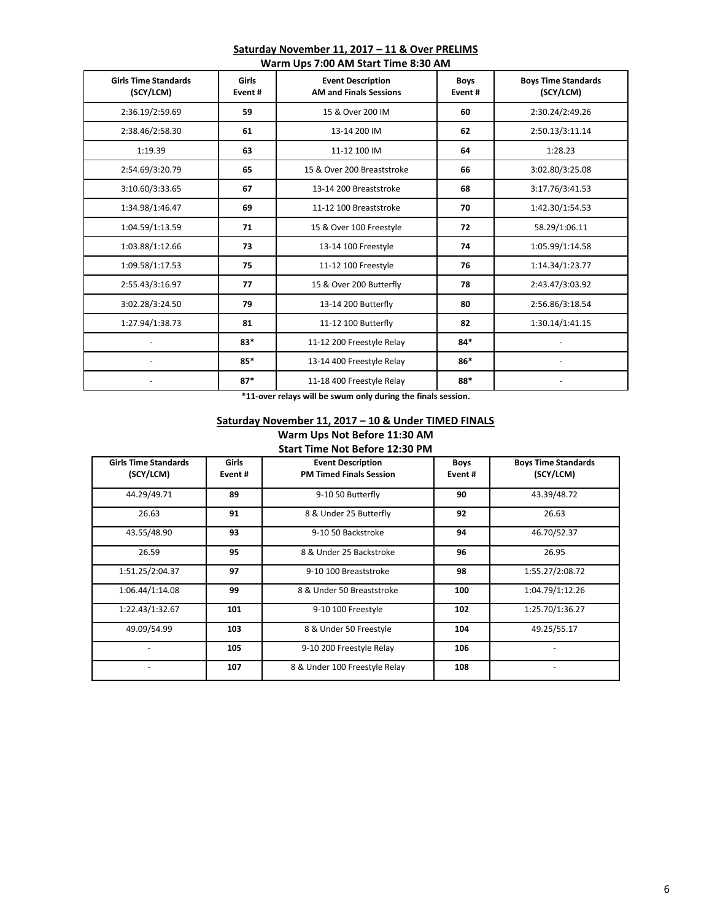**Saturday November 11, 2017 – 11 & Over PRELIMS**

**Warm Ups 7:00 AM Start Time 8:30 AM**

| Girls Time Standards (SCY/LCM) | Girls Event # | Event Description AM and Finals Sessions | Boys Event # | Boys Time Standards (SCY/LCM) |
|---|---|---|---|---|
| 2:36.19/2:59.69 | **59** | 15 & Over 200 IM | **60** | 2:30.24/2:49.26 |
| 2:38.46/2:58.30 | **61** | 13-14 200 IM | **62** | 2:50.13/3:11.14 |
| 1:19.39 | **63** | 11-12 100 IM | **64** | 1:28.23 |
| 2:54.69/3:20.79 | **65** | 15 & Over 200 Breaststroke | **66** | 3:02.80/3:25.08 |
| 3:10.60/3:33.65 | **67** | 13-14 200 Breaststroke | **68** | 3:17.76/3:41.53 |
| 1:34.98/1:46.47 | **69** | 11-12 100 Breaststroke | **70** | 1:42.30/1:54.53 |
| 1:04.59/1:13.59 | **71** | 15 & Over 100 Freestyle | **72** | 58.29/1:06.11 |
| 1:03.88/1:12.66 | **73** | 13-14 100 Freestyle | **74** | 1:05.99/1:14.58 |
| 1:09.58/1:17.53 | **75** | 11-12 100 Freestyle | **76** | 1:14.34/1:23.77 |
| 2:55.43/3:16.97 | **77** | 15 & Over 200 Butterfly | **78** | 2:43.47/3:03.92 |
| 3:02.28/3:24.50 | **79** | 13-14 200 Butterfly | **80** | 2:56.86/3:18.54 |
| 1:27.94/1:38.73 | **81** | 11-12 100 Butterfly | **82** | 1:30.14/1:41.15 |
| - | **83*** | 11-12 200 Freestyle Relay | **84*** | - |
| - | **85*** | 13-14 400 Freestyle Relay | **86*** | - |
| - | **87*** | 11-18 400 Freestyle Relay | **88*** | - |

***11-over relays will be swum only during the finals session.**

**Saturday November 11, 2017 – 10 & Under TIMED FINALS**

**Warm Ups Not Before 11:30 AM**

**Start Time Not Before 12:30 PM**

| Girls Time Standards (SCY/LCM) | Girls Event # | Event Description PM Timed Finals Session | Boys Event # | Boys Time Standards (SCY/LCM) |
|---|---|---|---|---|
| 44.29/49.71 | **89** | 9-10 50 Butterfly | **90** | 43.39/48.72 |
| 26.63 | **91** | 8 & Under 25 Butterfly | **92** | 26.63 |
| 43.55/48.90 | **93** | 9-10 50 Backstroke | **94** | 46.70/52.37 |
| 26.59 | **95** | 8 & Under 25 Backstroke | **96** | 26.95 |
| 1:51.25/2:04.37 | **97** | 9-10 100 Breaststroke | **98** | 1:55.27/2:08.72 |
| 1:06.44/1:14.08 | **99** | 8 & Under 50 Breaststroke | **100** | 1:04.79/1:12.26 |
| 1:22.43/1:32.67 | **101** | 9-10 100 Freestyle | **102** | 1:25.70/1:36.27 |
| 49.09/54.99 | **103** | 8 & Under 50 Freestyle | **104** | 49.25/55.17 |
| - | **105** | 9-10 200 Freestyle Relay | **106** | - |
| - | **107** | 8 & Under 100 Freestyle Relay | **108** | - |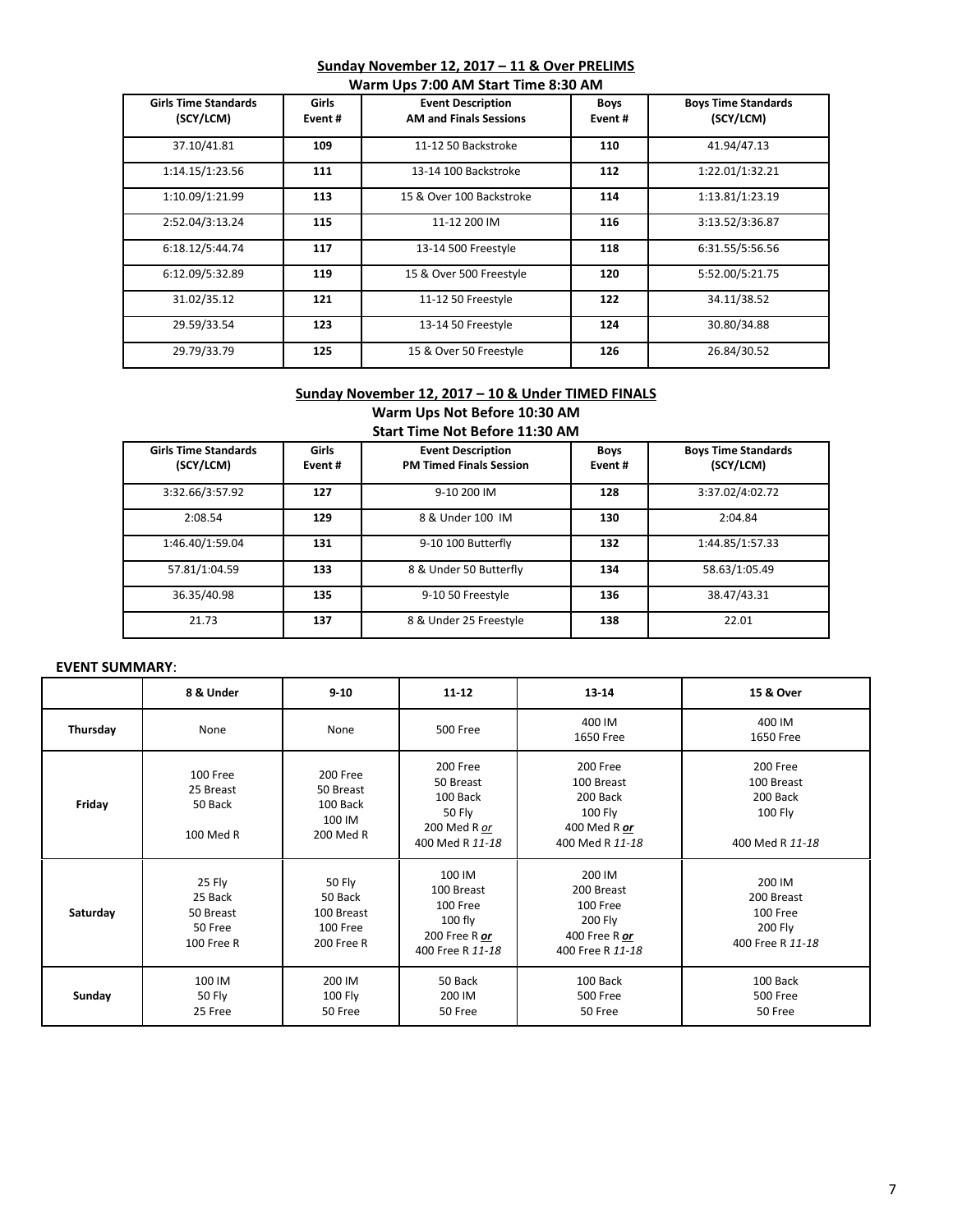## Sunday November 12, 2017 – 11 & Over PRELIMS

### Warm Ups 7:00 AM Start Time 8:30 AM

| Girls Time Standards (SCY/LCM) | Girls Event # | Event Description AM and Finals Sessions | Boys Event # | Boys Time Standards (SCY/LCM) |
|---|---|---|---|---|
| 37.10/41.81 | **109** | 11-12 50 Backstroke | **110** | 41.94/47.13 |
| 1:14.15/1:23.56 | **111** | 13-14 100 Backstroke | **112** | 1:22.01/1:32.21 |
| 1:10.09/1:21.99 | **113** | 15 & Over 100 Backstroke | **114** | 1:13.81/1:23.19 |
| 2:52.04/3:13.24 | **115** | 11-12 200 IM | **116** | 3:13.52/3:36.87 |
| 6:18.12/5:44.74 | **117** | 13-14 500 Freestyle | **118** | 6:31.55/5:56.56 |
| 6:12.09/5:32.89 | **119** | 15 & Over 500 Freestyle | **120** | 5:52.00/5:21.75 |
| 31.02/35.12 | **121** | 11-12 50 Freestyle | **122** | 34.11/38.52 |
| 29.59/33.54 | **123** | 13-14 50 Freestyle | **124** | 30.80/34.88 |
| 29.79/33.79 | **125** | 15 & Over 50 Freestyle | **126** | 26.84/30.52 |

## Sunday November 12, 2017 – 10 & Under TIMED FINALS

### Warm Ups Not Before 10:30 AM
### Start Time Not Before 11:30 AM

| Girls Time Standards (SCY/LCM) | Girls Event # | Event Description PM Timed Finals Session | Boys Event # | Boys Time Standards (SCY/LCM) |
|---|---|---|---|---|
| 3:32.66/3:57.92 | **127** | 9-10 200 IM | **128** | 3:37.02/4:02.72 |
| 2:08.54 | **129** | 8 & Under 100 IM | **130** | 2:04.84 |
| 1:46.40/1:59.04 | **131** | 9-10 100 Butterfly | **132** | 1:44.85/1:57.33 |
| 57.81/1:04.59 | **133** | 8 & Under 50 Butterfly | **134** | 58.63/1:05.49 |
| 36.35/40.98 | **135** | 9-10 50 Freestyle | **136** | 38.47/43.31 |
| 21.73 | **137** | 8 & Under 25 Freestyle | **138** | 22.01 |

**EVENT SUMMARY**:

| | 8 & Under | 9-10 | 11-12 | 13-14 | 15 & Over |
|---|---|---|---|---|---|
| **Thursday** | None | None | 500 Free | 400 IM<br>1650 Free | 400 IM<br>1650 Free |
| **Friday** | 100 Free<br>25 Breast<br>50 Back<br>100 Med R | 200 Free<br>50 Breast<br>100 Back<br>100 IM<br>200 Med R | 200 Free<br>50 Breast<br>100 Back<br>50 Fly<br>200 Med R ***or***<br>400 Med R *11-18* | 200 Free<br>100 Breast<br>200 Back<br>100 Fly<br>400 Med R ***or***<br>400 Med R *11-18* | 200 Free<br>100 Breast<br>200 Back<br>100 Fly<br>400 Med R *11-18* |
| **Saturday** | 25 Fly<br>25 Back<br>50 Breast<br>50 Free<br>100 Free R | 50 Fly<br>50 Back<br>100 Breast<br>100 Free<br>200 Free R | 100 IM<br>100 Breast<br>100 Free<br>100 fly<br>200 Free R ***or***<br>400 Free R *11-18* | 200 IM<br>200 Breast<br>100 Free<br>200 Fly<br>400 Free R ***or***<br>400 Free R *11-18* | 200 IM<br>200 Breast<br>100 Free<br>200 Fly<br>400 Free R *11-18* |
| **Sunday** | 100 IM<br>50 Fly<br>25 Free | 200 IM<br>100 Fly<br>50 Free | 50 Back<br>200 IM<br>50 Free | 100 Back<br>500 Free<br>50 Free | 100 Back<br>500 Free<br>50 Free |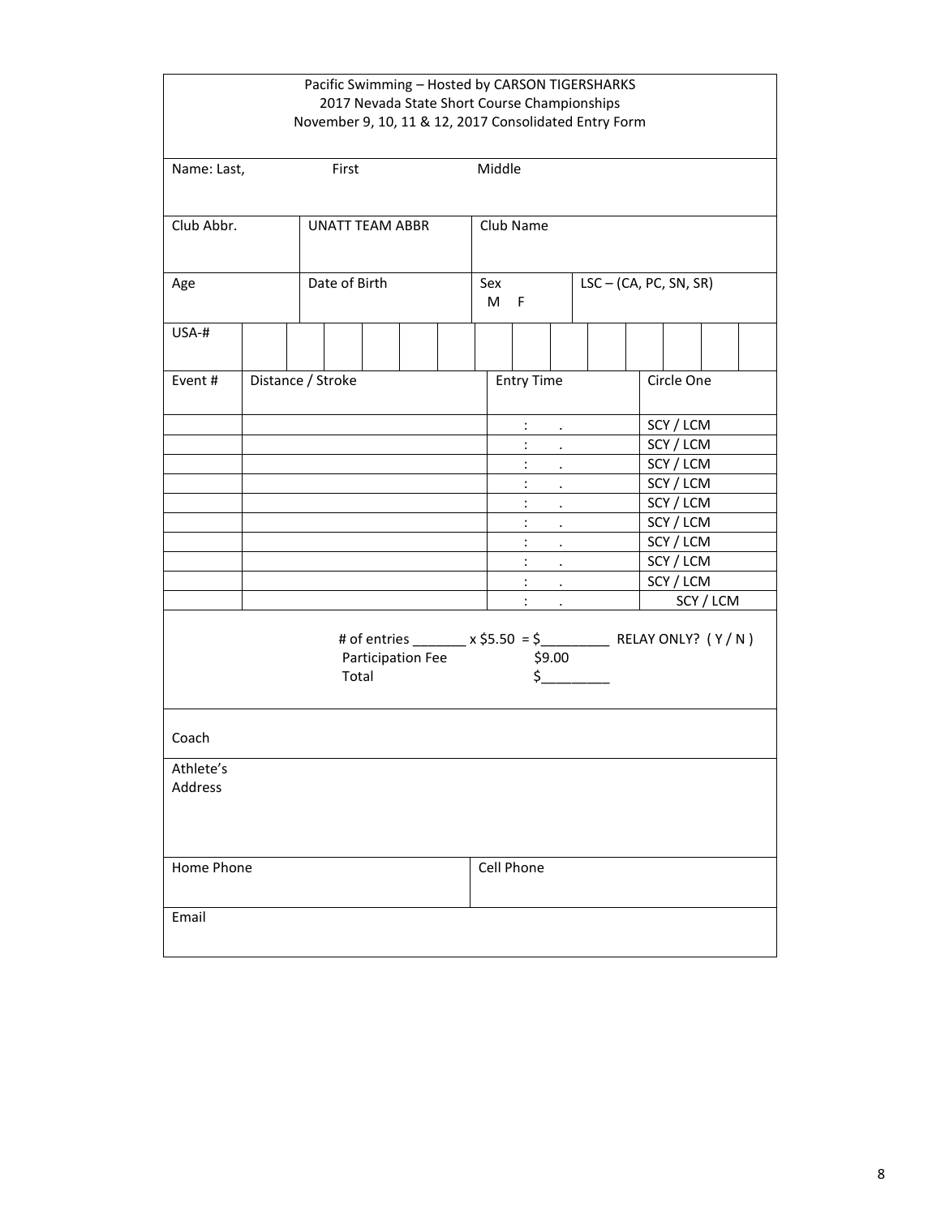Pacific Swimming – Hosted by CARSON TIGERSHARKS
2017 Nevada State Short Course Championships
November 9, 10, 11 & 12, 2017 Consolidated Entry Form

| Name: Last, | First | Middle |
|---|---|---|
| | | |

| Club Abbr. | UNATT TEAM ABBR | Club Name |
|---|---|---|
| | | |

| Age | Date of Birth | Sex M F | LSC – (CA, PC, SN, SR) |
|---|---|---|---|
| | | | |

| USA-# | | | | | | | | | | | | | | |
|---|---|---|---|---|---|---|---|---|---|---|---|---|---|---|
| | | | | | | | | | | | | | | |

| Event # | Distance / Stroke | Entry Time | Circle One |
|---|---|---|---|
| | | : . | SCY / LCM |
| | | : . | SCY / LCM |
| | | : . | SCY / LCM |
| | | : . | SCY / LCM |
| | | : . | SCY / LCM |
| | | : . | SCY / LCM |
| | | : . | SCY / LCM |
| | | : . | SCY / LCM |
| | | : . | SCY / LCM |
| | | : . | SCY / LCM |

# of entries _______ x $5.50 = $_________ RELAY ONLY? ( Y / N )
Participation Fee $9.00
Total $_________

Coach

Athlete's Address

| Home Phone | Cell Phone |
|---|---|
| | |

Email